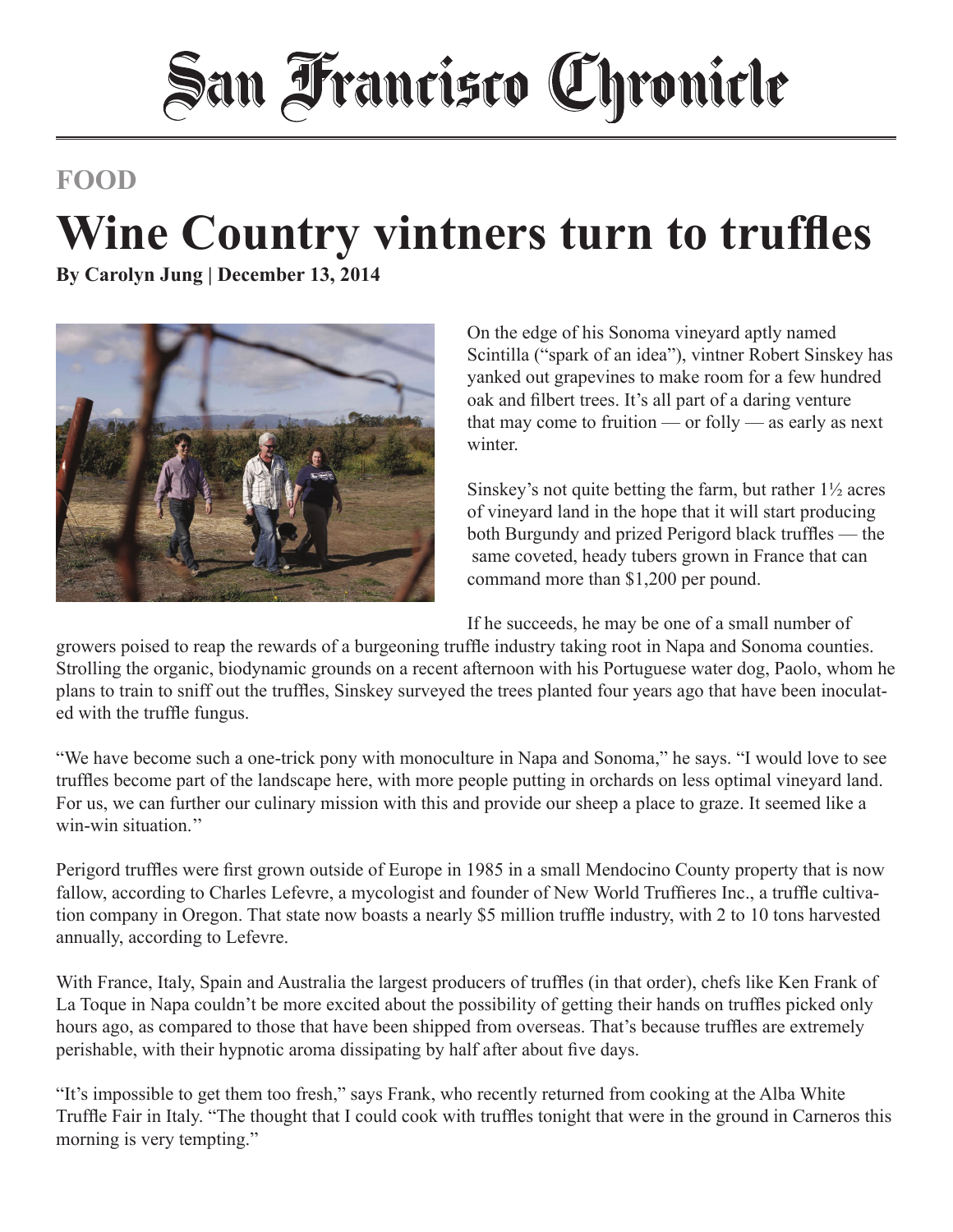# San Francisco Chronicle

## FOOD

# Wine Country vintners turn to truffles

**By Carolyn Jung | December 13, 2014**

On the edge of his Sonoma vineyard aptly named Scintilla ("spark of an idea"), vintner Robert Sinskey has yanked out grapevines to make room for a few hundred oak and filbert trees. It's all part of a daring venture that may come to fruition — or folly — as early as next winter.

Sinskey's not quite betting the farm, but rather 1½ acres of vineyard land in the hope that it will start producing both Burgundy and prized Perigord black truffles — the same coveted, heady tubers grown in France that can command more than $1,200 per pound.

If he succeeds, he may be one of a small number of growers poised to reap the rewards of a burgeoning truffle industry taking root in Napa and Sonoma counties. Strolling the organic, biodynamic grounds on a recent afternoon with his Portuguese water dog, Paolo, whom he plans to train to sniff out the truffles, Sinskey surveyed the trees planted four years ago that have been inoculated with the truffle fungus.

"We have become such a one-trick pony with monoculture in Napa and Sonoma," he says. "I would love to see truffles become part of the landscape here, with more people putting in orchards on less optimal vineyard land. For us, we can further our culinary mission with this and provide our sheep a place to graze. It seemed like a win-win situation."

Perigord truffles were first grown outside of Europe in 1985 in a small Mendocino County property that is now fallow, according to Charles Lefevre, a mycologist and founder of New World Truffieres Inc., a truffle cultivation company in Oregon. That state now boasts a nearly $5 million truffle industry, with 2 to 10 tons harvested annually, according to Lefevre.

With France, Italy, Spain and Australia the largest producers of truffles (in that order), chefs like Ken Frank of La Toque in Napa couldn't be more excited about the possibility of getting their hands on truffles picked only hours ago, as compared to those that have been shipped from overseas. That's because truffles are extremely perishable, with their hypnotic aroma dissipating by half after about five days.

"It's impossible to get them too fresh," says Frank, who recently returned from cooking at the Alba White Truffle Fair in Italy. "The thought that I could cook with truffles tonight that were in the ground in Carneros this morning is very tempting."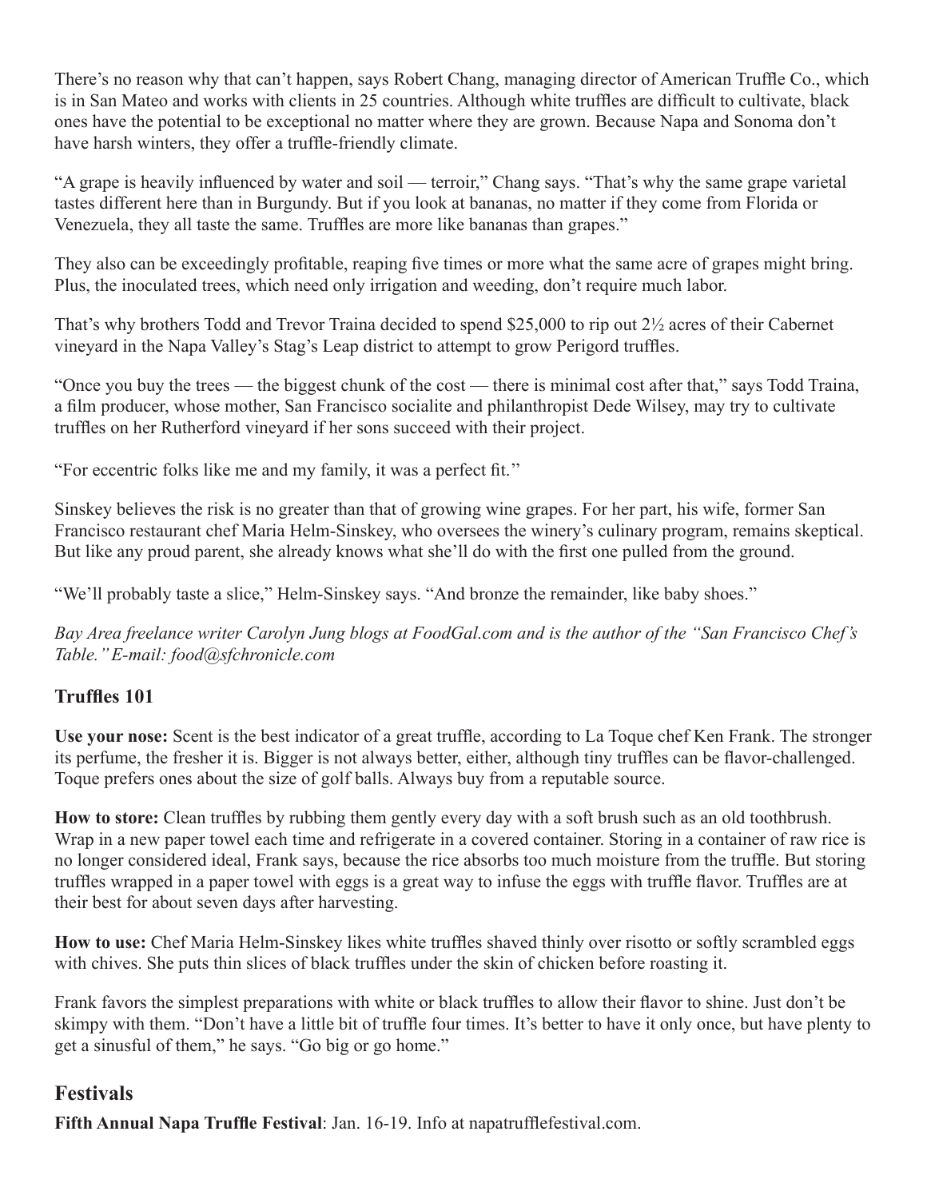There's no reason why that can't happen, says Robert Chang, managing director of American Truffle Co., which is in San Mateo and works with clients in 25 countries. Although white truffles are difficult to cultivate, black ones have the potential to be exceptional no matter where they are grown. Because Napa and Sonoma don't have harsh winters, they offer a truffle-friendly climate.

"A grape is heavily influenced by water and soil — terroir," Chang says. "That's why the same grape varietal tastes different here than in Burgundy. But if you look at bananas, no matter if they come from Florida or Venezuela, they all taste the same. Truffles are more like bananas than grapes."

They also can be exceedingly profitable, reaping five times or more what the same acre of grapes might bring. Plus, the inoculated trees, which need only irrigation and weeding, don't require much labor.

That's why brothers Todd and Trevor Traina decided to spend $25,000 to rip out 2½ acres of their Cabernet vineyard in the Napa Valley's Stag's Leap district to attempt to grow Perigord truffles.

"Once you buy the trees — the biggest chunk of the cost — there is minimal cost after that," says Todd Traina, a film producer, whose mother, San Francisco socialite and philanthropist Dede Wilsey, may try to cultivate truffles on her Rutherford vineyard if her sons succeed with their project.

"For eccentric folks like me and my family, it was a perfect fit."

Sinskey believes the risk is no greater than that of growing wine grapes. For her part, his wife, former San Francisco restaurant chef Maria Helm-Sinskey, who oversees the winery's culinary program, remains skeptical. But like any proud parent, she already knows what she'll do with the first one pulled from the ground.

"We'll probably taste a slice," Helm-Sinskey says. "And bronze the remainder, like baby shoes."

*Bay Area freelance writer Carolyn Jung blogs at FoodGal.com and is the author of the "San Francisco Chef's Table." E-mail: food@sfchronicle.com*

### Truffles 101

**Use your nose:** Scent is the best indicator of a great truffle, according to La Toque chef Ken Frank. The stronger its perfume, the fresher it is. Bigger is not always better, either, although tiny truffles can be flavor-challenged. Toque prefers ones about the size of golf balls. Always buy from a reputable source.

**How to store:** Clean truffles by rubbing them gently every day with a soft brush such as an old toothbrush. Wrap in a new paper towel each time and refrigerate in a covered container. Storing in a container of raw rice is no longer considered ideal, Frank says, because the rice absorbs too much moisture from the truffle. But storing truffles wrapped in a paper towel with eggs is a great way to infuse the eggs with truffle flavor. Truffles are at their best for about seven days after harvesting.

**How to use:** Chef Maria Helm-Sinskey likes white truffles shaved thinly over risotto or softly scrambled eggs with chives. She puts thin slices of black truffles under the skin of chicken before roasting it.

Frank favors the simplest preparations with white or black truffles to allow their flavor to shine. Just don't be skimpy with them. "Don't have a little bit of truffle four times. It's better to have it only once, but have plenty to get a sinusful of them," he says. "Go big or go home."

## Festivals

**Fifth Annual Napa Truffle Festival**: Jan. 16-19. Info at napatrufflefestival.com.